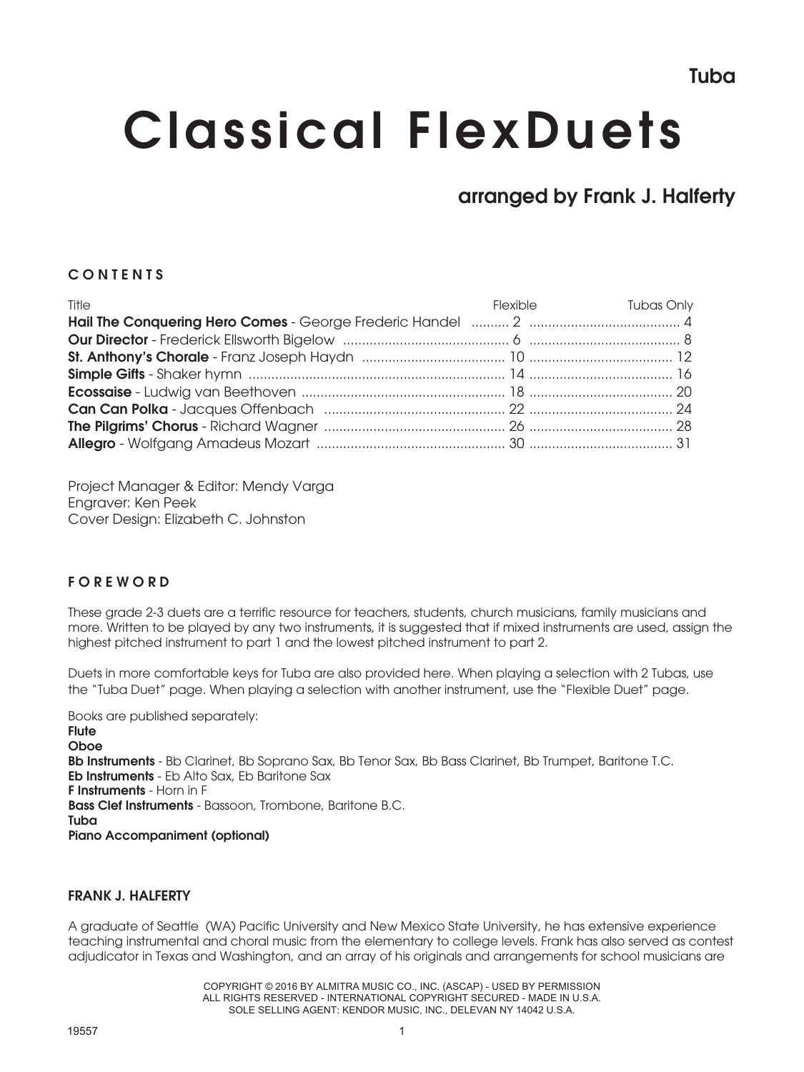**Tuba**

# Classical FlexDuets

## arranged by Frank J. Halferty

### CONTENTS

| Title | Flexible | Tubas Only |
|---|---|---|
| **Hail The Conquering Hero Comes** - George Frederic Handel | 2 | 4 |
| **Our Director** - Frederick Ellsworth Bigelow | 6 | 8 |
| **St. Anthony's Chorale** - Franz Joseph Haydn | 10 | 12 |
| **Simple Gifts** - Shaker hymn | 14 | 16 |
| **Ecossaise** - Ludwig van Beethoven | 18 | 20 |
| **Can Can Polka** - Jacques Offenbach | 22 | 24 |
| **The Pilgrims' Chorus** - Richard Wagner | 26 | 28 |
| **Allegro** - Wolfgang Amadeus Mozart | 30 | 31 |

Project Manager & Editor: Mendy Varga
Engraver: Ken Peek
Cover Design: Elizabeth C. Johnston

### FOREWORD

These grade 2-3 duets are a terrific resource for teachers, students, church musicians, family musicians and more. Written to be played by any two instruments, it is suggested that if mixed instruments are used, assign the highest pitched instrument to part 1 and the lowest pitched instrument to part 2.

Duets in more comfortable keys for Tuba are also provided here. When playing a selection with 2 Tubas, use the "Tuba Duet" page. When playing a selection with another instrument, use the "Flexible Duet" page.

Books are published separately:
**Flute**
**Oboe**
**Bb Instruments** - Bb Clarinet, Bb Soprano Sax, Bb Tenor Sax, Bb Bass Clarinet, Bb Trumpet, Baritone T.C.
**Eb Instruments** - Eb Alto Sax, Eb Baritone Sax
**F Instruments** - Horn in F
**Bass Clef Instruments** - Bassoon, Trombone, Baritone B.C.
**Tuba**
**Piano Accompaniment (optional)**

### FRANK J. HALFERTY

A graduate of Seattle (WA) Pacific University and New Mexico State University, he has extensive experience teaching instrumental and choral music from the elementary to college levels. Frank has also served as contest adjudicator in Texas and Washington, and an array of his originals and arrangements for school musicians are

COPYRIGHT © 2016 BY ALMITRA MUSIC CO., INC. (ASCAP) - USED BY PERMISSION
ALL RIGHTS RESERVED - INTERNATIONAL COPYRIGHT SECURED - MADE IN U.S.A.
SOLE SELLING AGENT: KENDOR MUSIC, INC., DELEVAN NY 14042 U.S.A.

19557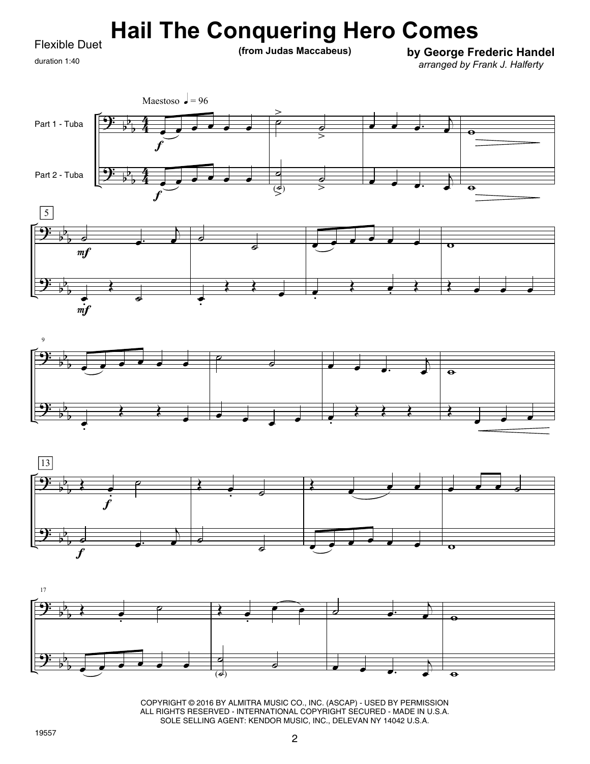# Hail The Conquering Hero Comes

Flexible Duet

duration 1:40

(from Judas Maccabeus)

**by George Frederic Handel**

*arranged by Frank J. Halferty*

Maestoso ♩ = 96

Part 1 - Tuba

Part 2 - Tuba

COPYRIGHT © 2016 BY ALMITRA MUSIC CO., INC. (ASCAP) - USED BY PERMISSION
ALL RIGHTS RESERVED - INTERNATIONAL COPYRIGHT SECURED - MADE IN U.S.A.
SOLE SELLING AGENT: KENDOR MUSIC, INC., DELEVAN NY 14042 U.S.A.

19557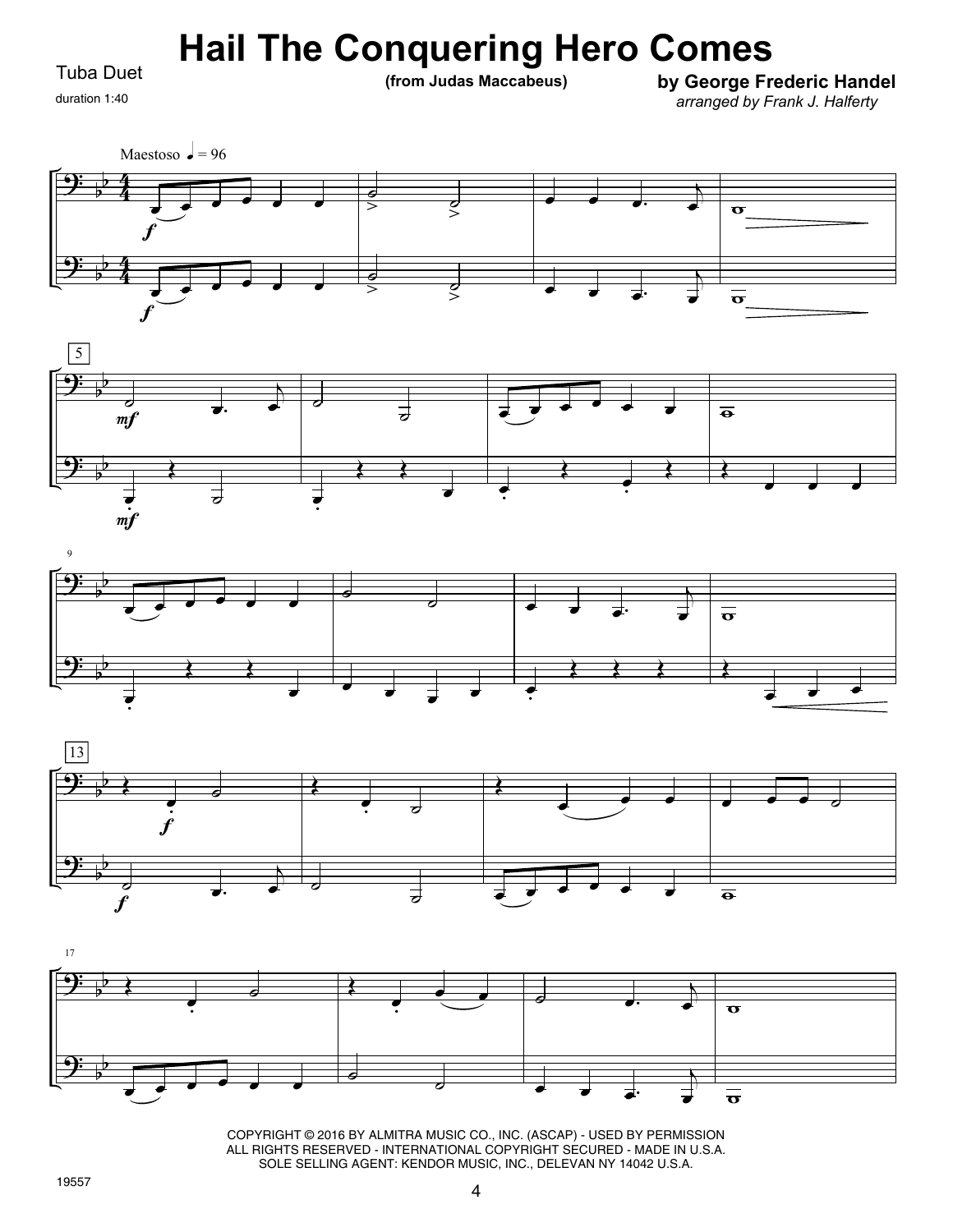# Hail The Conquering Hero Comes

Tuba Duet

duration 1:40

**(from Judas Maccabeus)**

**by George Frederic Handel**

*arranged by Frank J. Halferty*

COPYRIGHT © 2016 BY ALMITRA MUSIC CO., INC. (ASCAP) - USED BY PERMISSION
ALL RIGHTS RESERVED - INTERNATIONAL COPYRIGHT SECURED - MADE IN U.S.A.
SOLE SELLING AGENT: KENDOR MUSIC, INC., DELEVAN NY 14042 U.S.A.

19557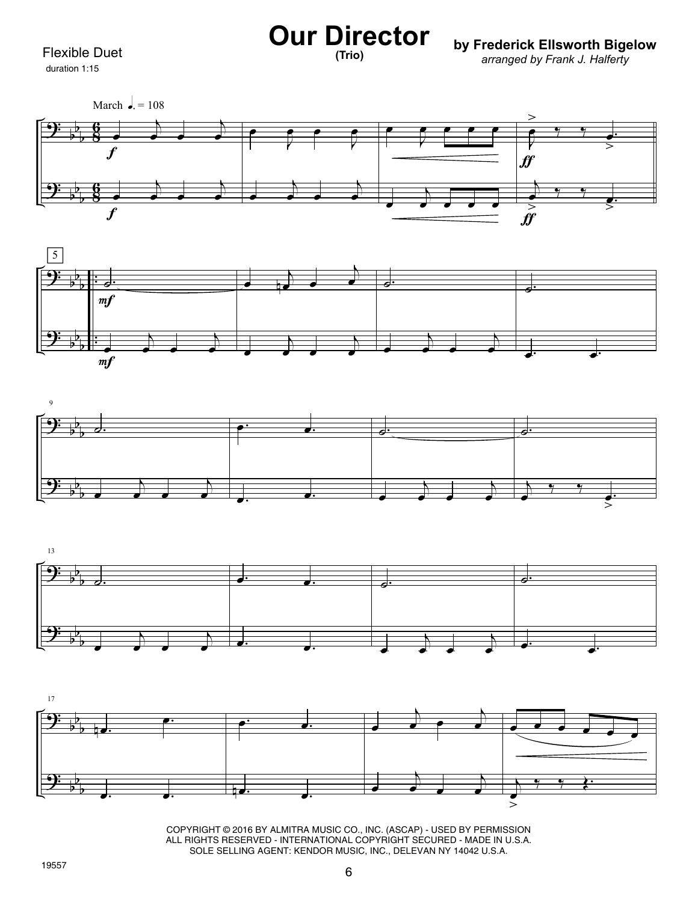Flexible Duet
duration 1:15

# Our Director
**(Trio)**

**by Frederick Ellsworth Bigelow**
*arranged by Frank J. Halferty*

COPYRIGHT © 2016 BY ALMITRA MUSIC CO., INC. (ASCAP) - USED BY PERMISSION
ALL RIGHTS RESERVED - INTERNATIONAL COPYRIGHT SECURED - MADE IN U.S.A.
SOLE SELLING AGENT: KENDOR MUSIC, INC., DELEVAN NY 14042 U.S.A.

19557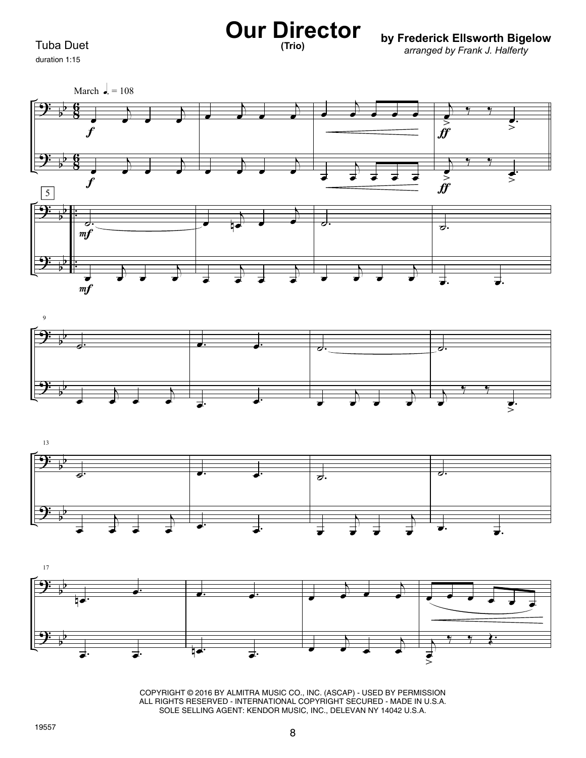Tuba Duet

duration 1:15

# Our Director

**(Trio)**

**by Frederick Ellsworth Bigelow**

*arranged by Frank J. Halferty*

COPYRIGHT © 2016 BY ALMITRA MUSIC CO., INC. (ASCAP) - USED BY PERMISSION
ALL RIGHTS RESERVED - INTERNATIONAL COPYRIGHT SECURED - MADE IN U.S.A.
SOLE SELLING AGENT: KENDOR MUSIC, INC., DELEVAN NY 14042 U.S.A.

19557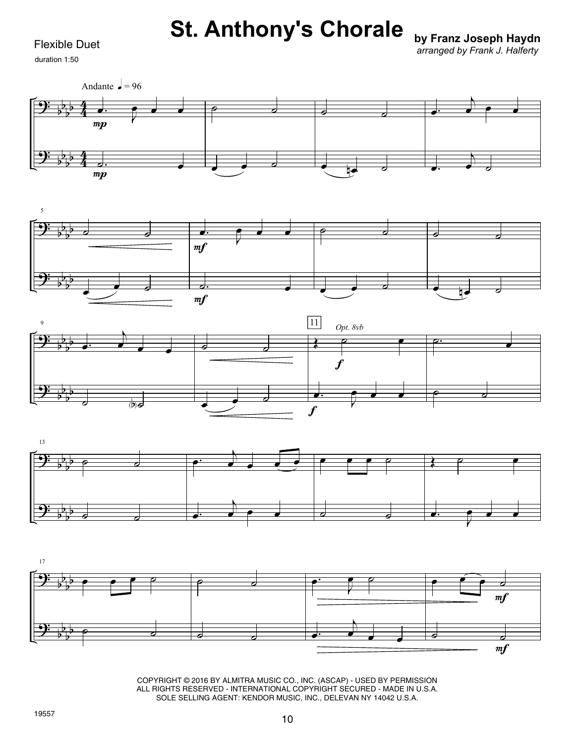# St. Anthony's Chorale

Flexible Duet

duration 1:50

**by Franz Joseph Haydn**

*arranged by Frank J. Halferty*

Andante ♩ = 96

COPYRIGHT © 2016 BY ALMITRA MUSIC CO., INC. (ASCAP) - USED BY PERMISSION
ALL RIGHTS RESERVED - INTERNATIONAL COPYRIGHT SECURED - MADE IN U.S.A.
SOLE SELLING AGENT: KENDOR MUSIC, INC., DELEVAN NY 14042 U.S.A.

19557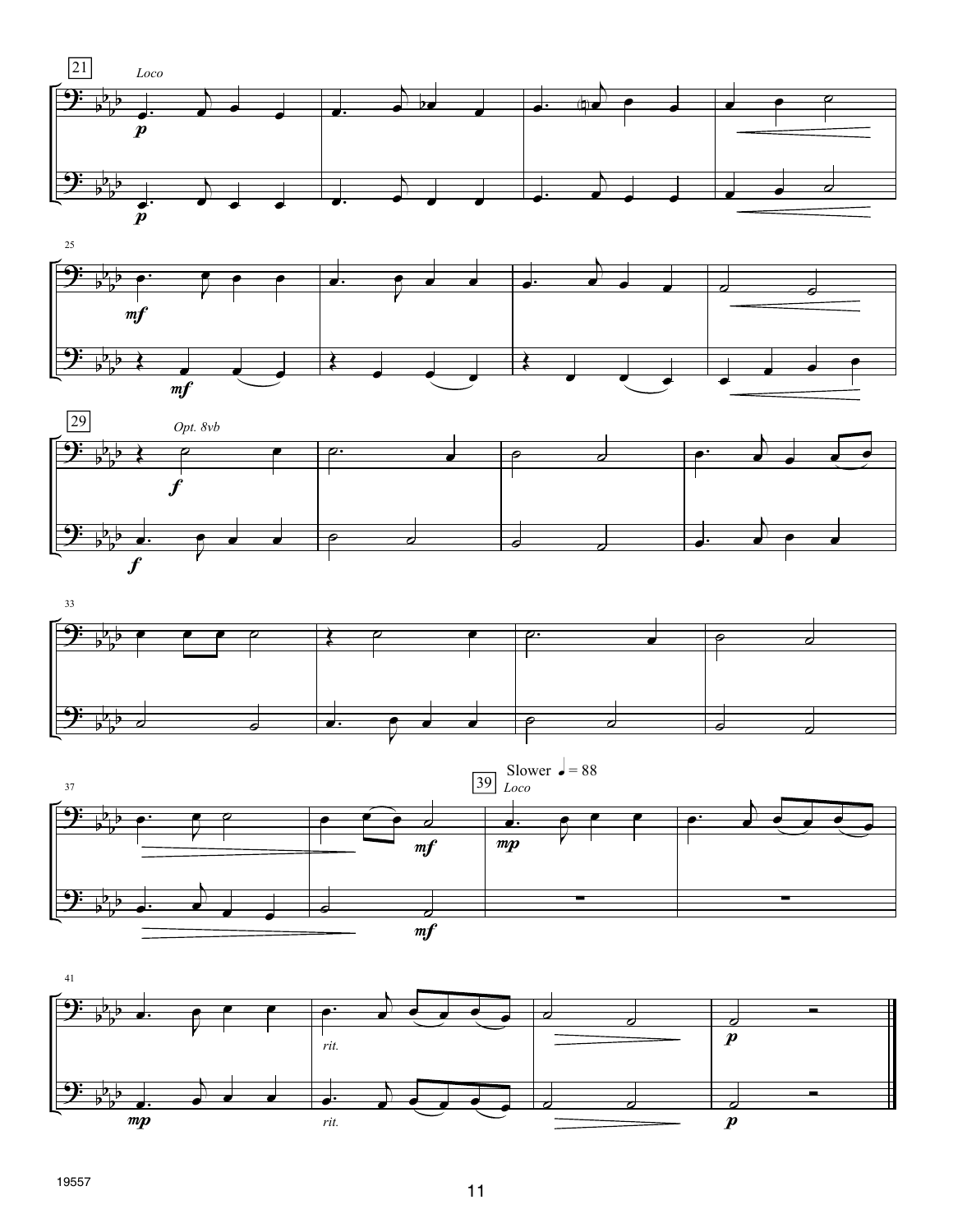21 *Loco*

*p*

25

*mf*

29 *Opt. 8vb*

*f*

33

37

39 Slower ♩ = 88 *Loco*

*mf* *mp*

41

*rit.*

*p*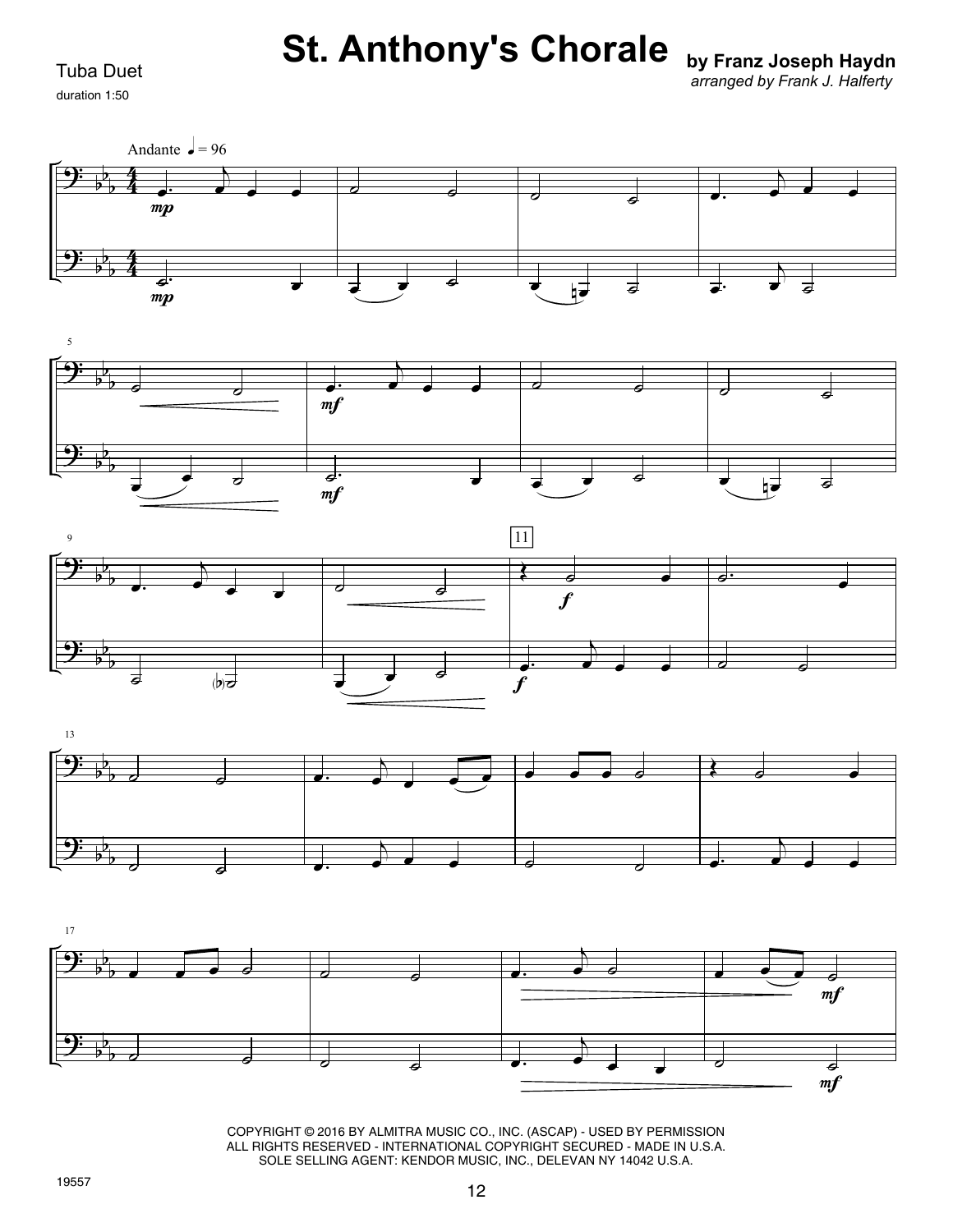# St. Anthony's Chorale

Tuba Duet

duration 1:50

**by Franz Joseph Haydn**

*arranged by Frank J. Halferty*

Andante ♩ = 96

COPYRIGHT © 2016 BY ALMITRA MUSIC CO., INC. (ASCAP) - USED BY PERMISSION
ALL RIGHTS RESERVED - INTERNATIONAL COPYRIGHT SECURED - MADE IN U.S.A.
SOLE SELLING AGENT: KENDOR MUSIC, INC., DELEVAN NY 14042 U.S.A.

19557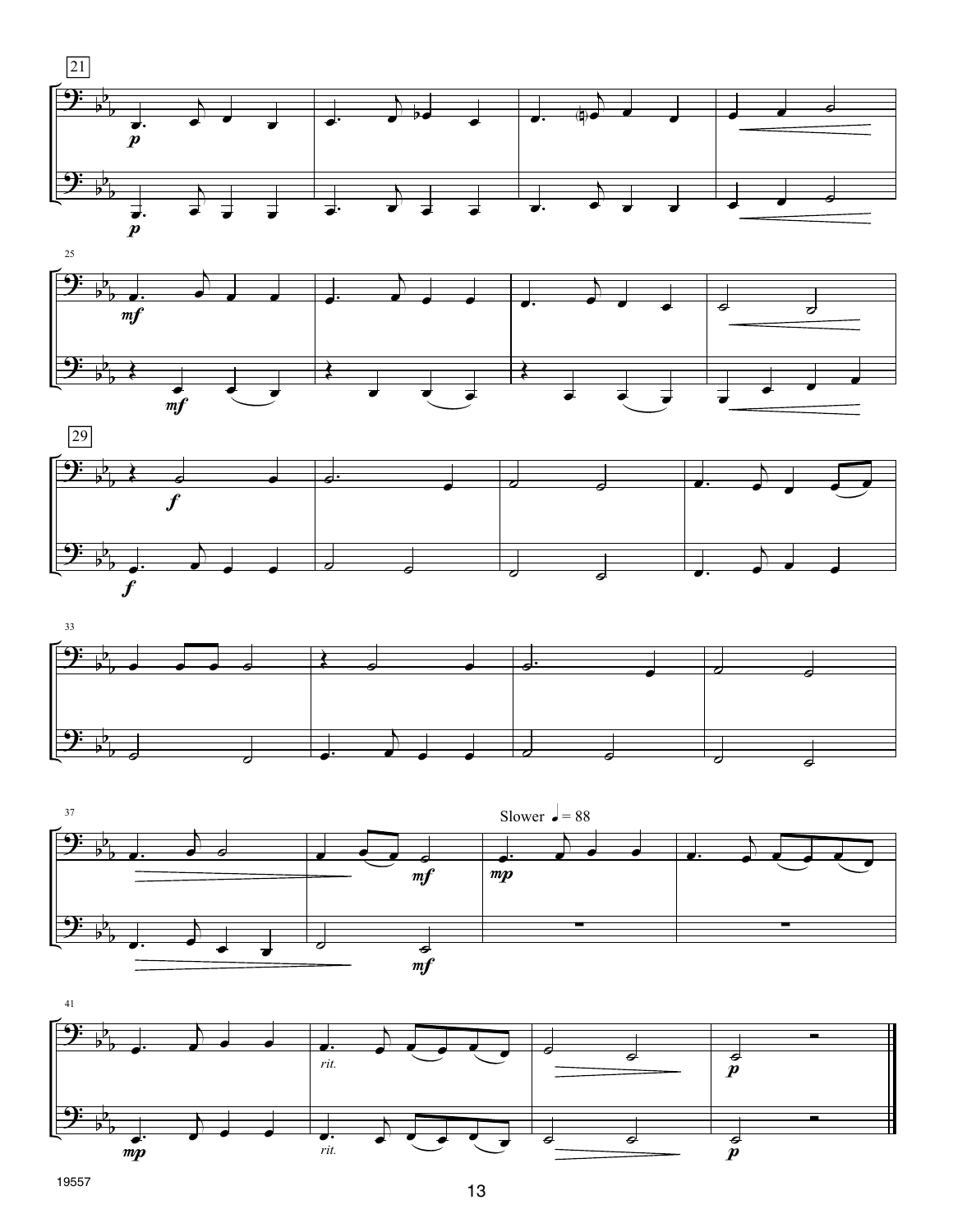Slower ♩ = 88

*rit.*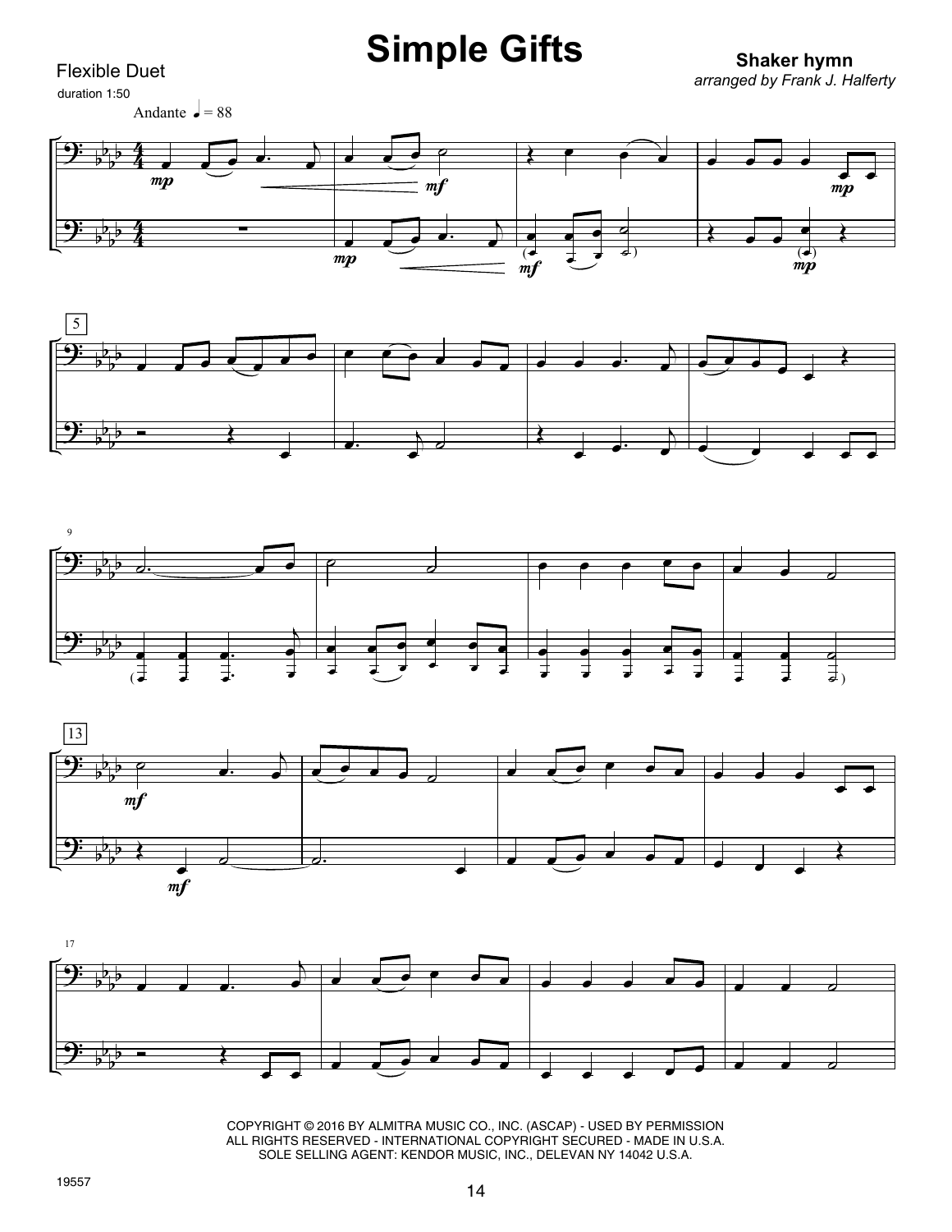# Simple Gifts

Flexible Duet

duration 1:50

**Shaker hymn**

*arranged by Frank J. Halferty*

Andante ♩ = 88

COPYRIGHT © 2016 BY ALMITRA MUSIC CO., INC. (ASCAP) - USED BY PERMISSION
ALL RIGHTS RESERVED - INTERNATIONAL COPYRIGHT SECURED - MADE IN U.S.A.
SOLE SELLING AGENT: KENDOR MUSIC, INC., DELEVAN NY 14042 U.S.A.

19557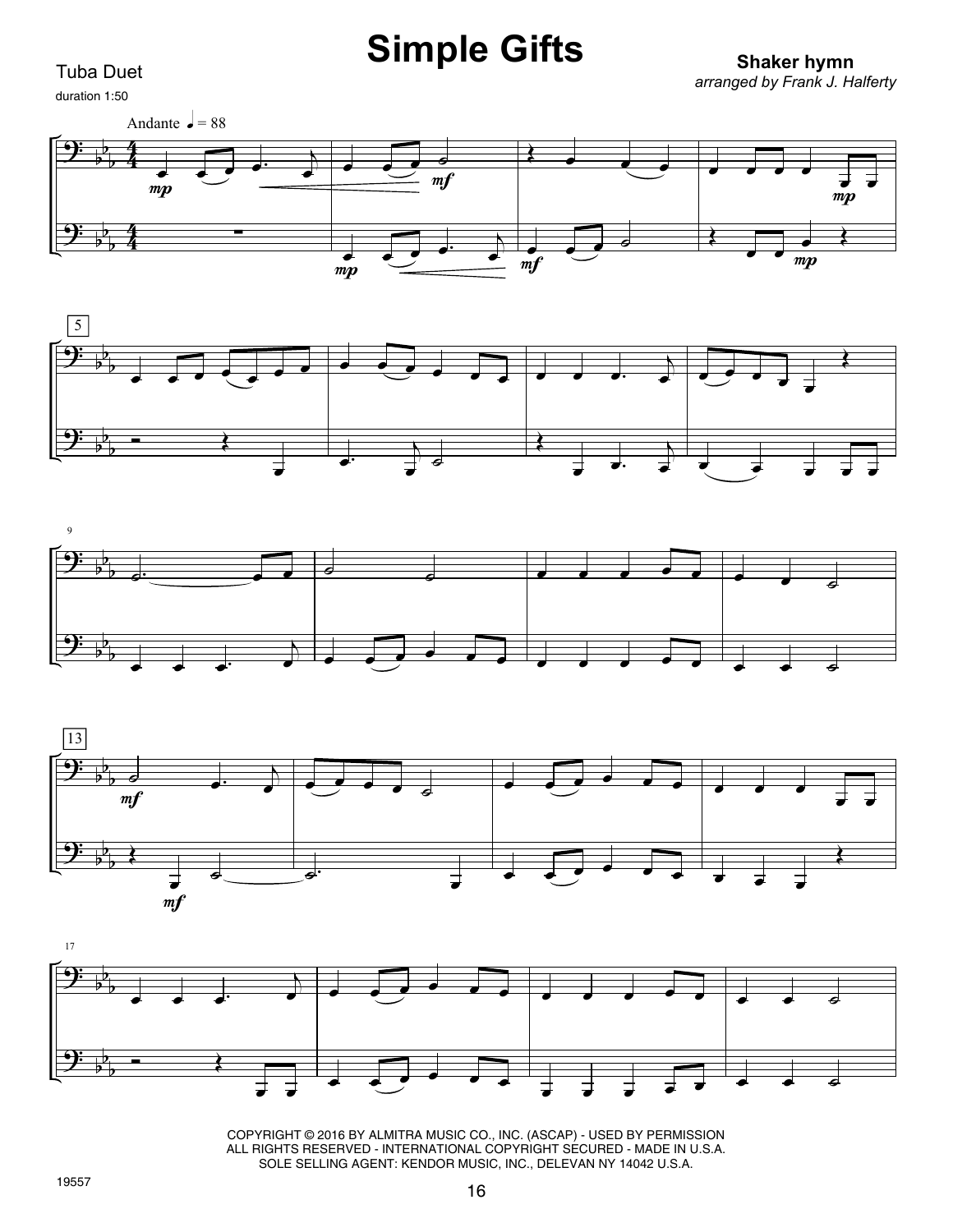# Simple Gifts

Tuba Duet

duration 1:50

**Shaker hymn**

*arranged by Frank J. Halferty*

Andante ♩ = 88

COPYRIGHT © 2016 BY ALMITRA MUSIC CO., INC. (ASCAP) - USED BY PERMISSION
ALL RIGHTS RESERVED - INTERNATIONAL COPYRIGHT SECURED - MADE IN U.S.A.
SOLE SELLING AGENT: KENDOR MUSIC, INC., DELEVAN NY 14042 U.S.A.

19557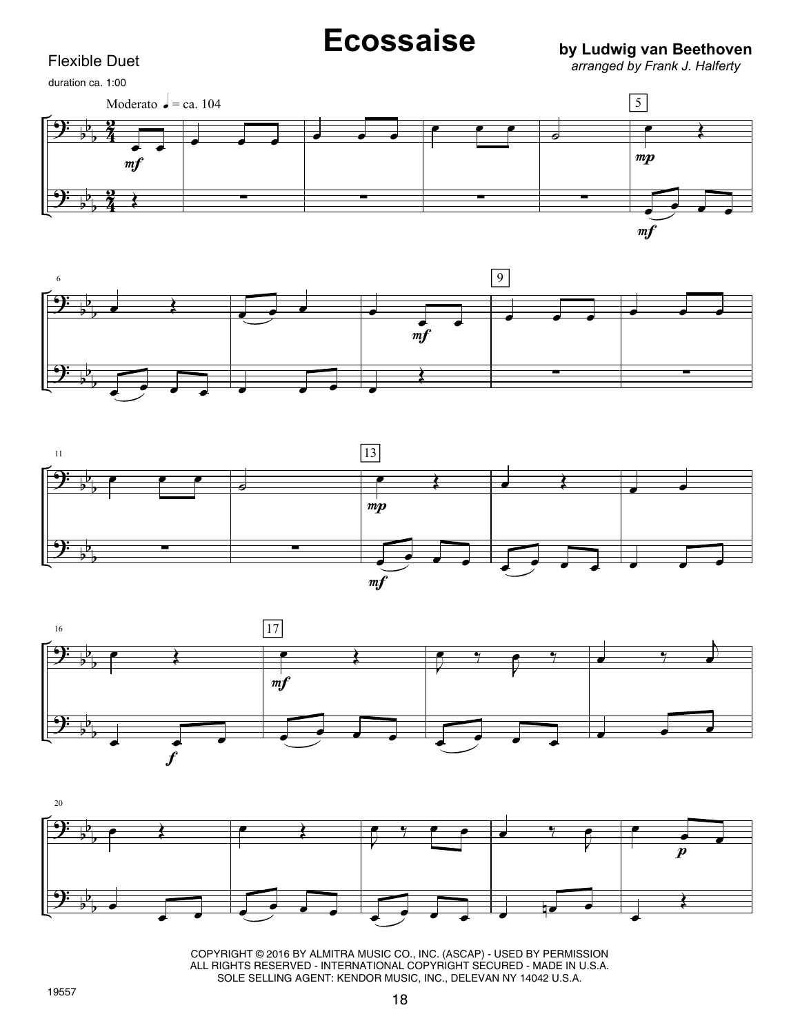# Ecossaise

Flexible Duet

duration ca. 1:00

**by Ludwig van Beethoven**

*arranged by Frank J. Halferty*

COPYRIGHT © 2016 BY ALMITRA MUSIC CO., INC. (ASCAP) - USED BY PERMISSION
ALL RIGHTS RESERVED - INTERNATIONAL COPYRIGHT SECURED - MADE IN U.S.A.
SOLE SELLING AGENT: KENDOR MUSIC, INC., DELEVAN NY 14042 U.S.A.

19557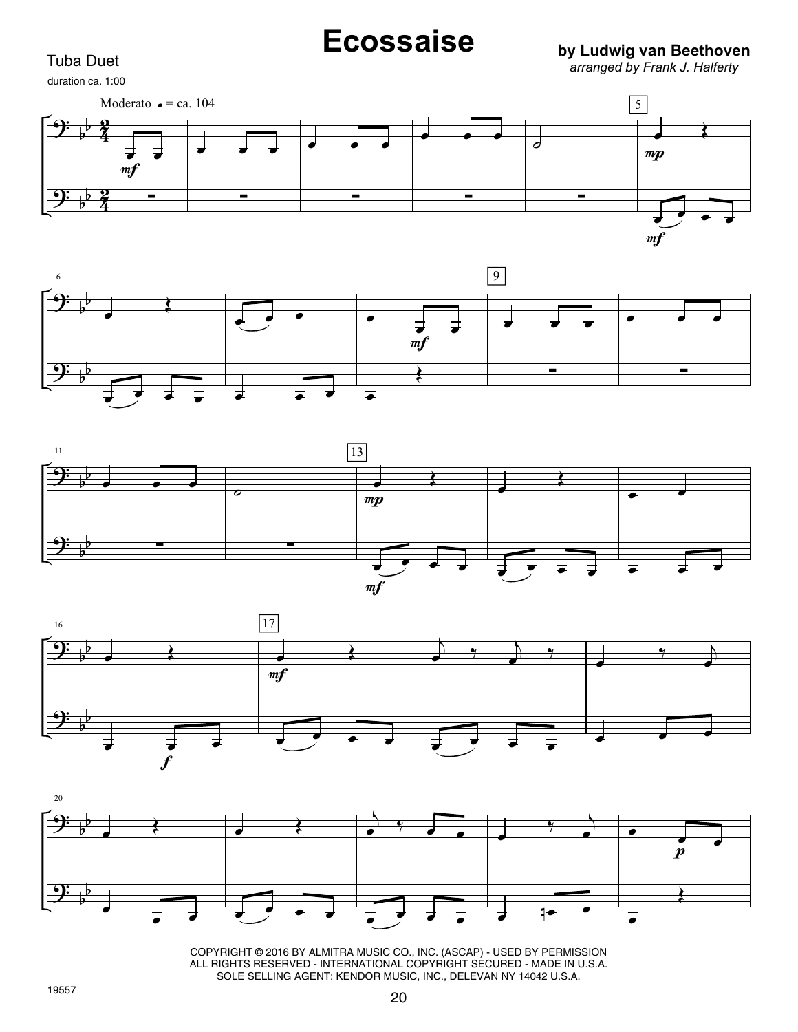# Ecossaise

Tuba Duet

duration ca. 1:00

**by Ludwig van Beethoven**

*arranged by Frank J. Halferty*

Moderato ♩ = ca. 104

COPYRIGHT © 2016 BY ALMITRA MUSIC CO., INC. (ASCAP) - USED BY PERMISSION
ALL RIGHTS RESERVED - INTERNATIONAL COPYRIGHT SECURED - MADE IN U.S.A.
SOLE SELLING AGENT: KENDOR MUSIC, INC., DELEVAN NY 14042 U.S.A.

19557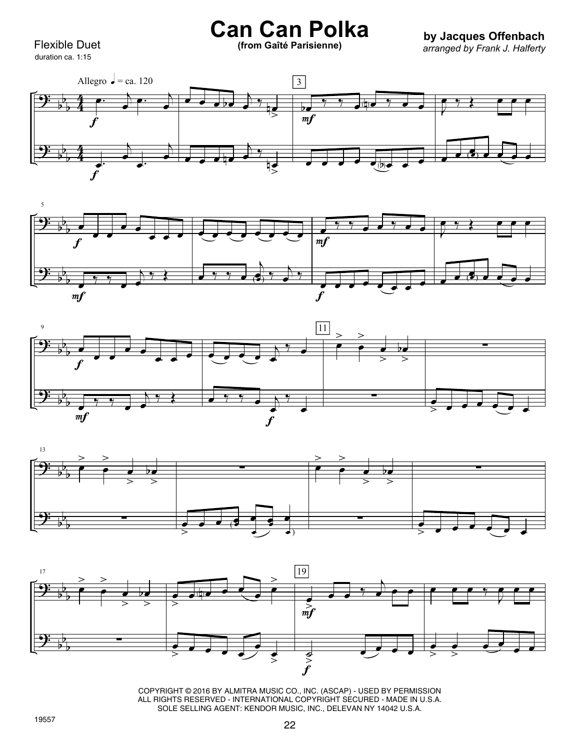Flexible Duet
duration ca. 1:15

# Can Can Polka

**(from Gaîté Parisienne)**

**by Jacques Offenbach**
*arranged by Frank J. Halferty*

COPYRIGHT © 2016 BY ALMITRA MUSIC CO., INC. (ASCAP) - USED BY PERMISSION
ALL RIGHTS RESERVED - INTERNATIONAL COPYRIGHT SECURED - MADE IN U.S.A.
SOLE SELLING AGENT: KENDOR MUSIC, INC., DELEVAN NY 14042 U.S.A.

19557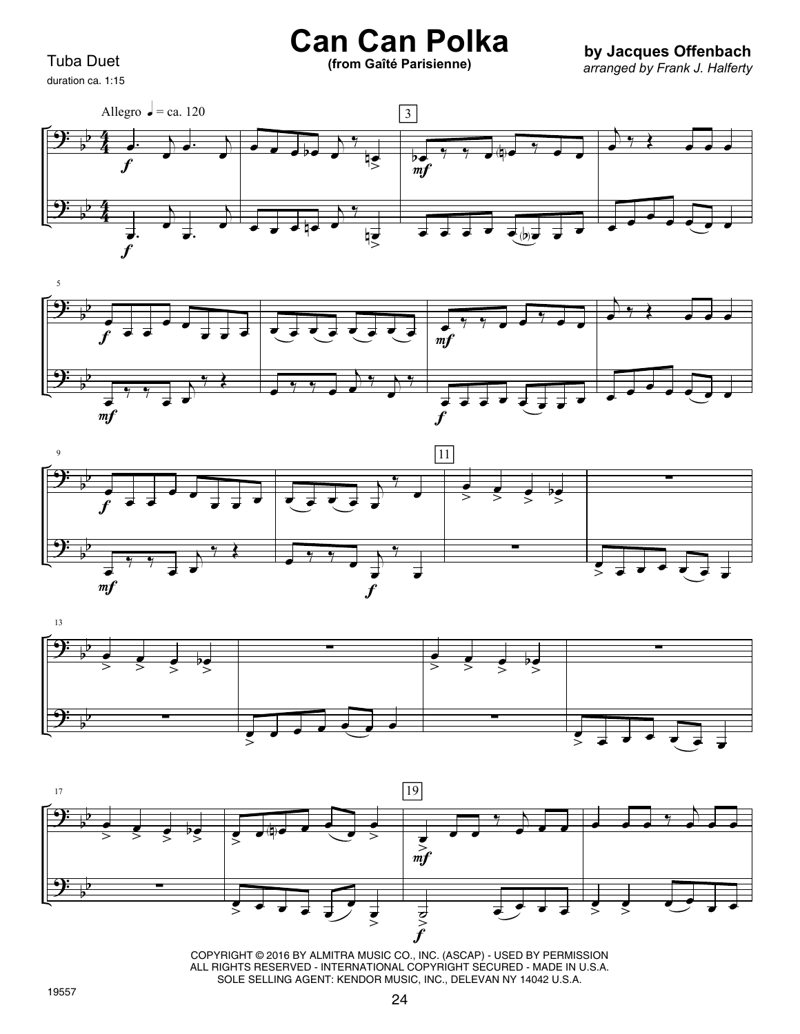Tuba Duet

duration ca. 1:15

# Can Can Polka

**(from Gaîté Parisienne)**

**by Jacques Offenbach**

*arranged by Frank J. Halferty*

Allegro ♩ = ca. 120

COPYRIGHT © 2016 BY ALMITRA MUSIC CO., INC. (ASCAP) - USED BY PERMISSION
ALL RIGHTS RESERVED - INTERNATIONAL COPYRIGHT SECURED - MADE IN U.S.A.
SOLE SELLING AGENT: KENDOR MUSIC, INC., DELEVAN NY 14042 U.S.A.

19557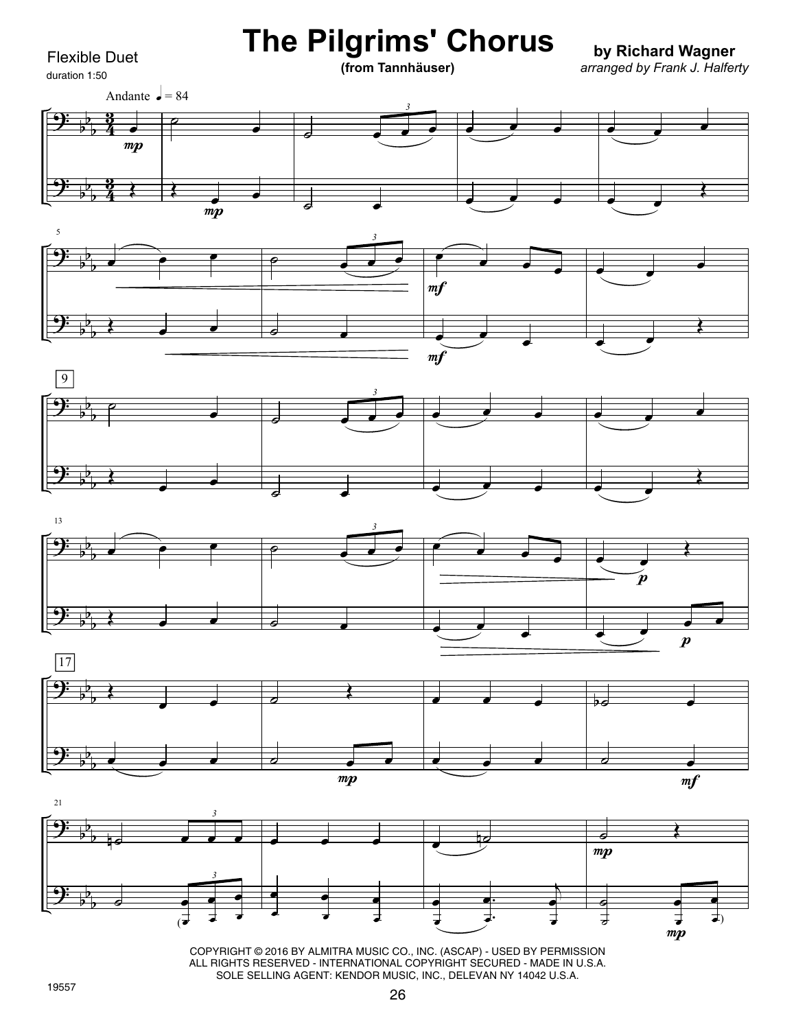Flexible Duet

duration 1:50

# The Pilgrims' Chorus

**(from Tannhäuser)**

**by Richard Wagner**

*arranged by Frank J. Halferty*

Andante ♩ = 84

COPYRIGHT © 2016 BY ALMITRA MUSIC CO., INC. (ASCAP) - USED BY PERMISSION
ALL RIGHTS RESERVED - INTERNATIONAL COPYRIGHT SECURED - MADE IN U.S.A.
SOLE SELLING AGENT: KENDOR MUSIC, INC., DELEVAN NY 14042 U.S.A.

19557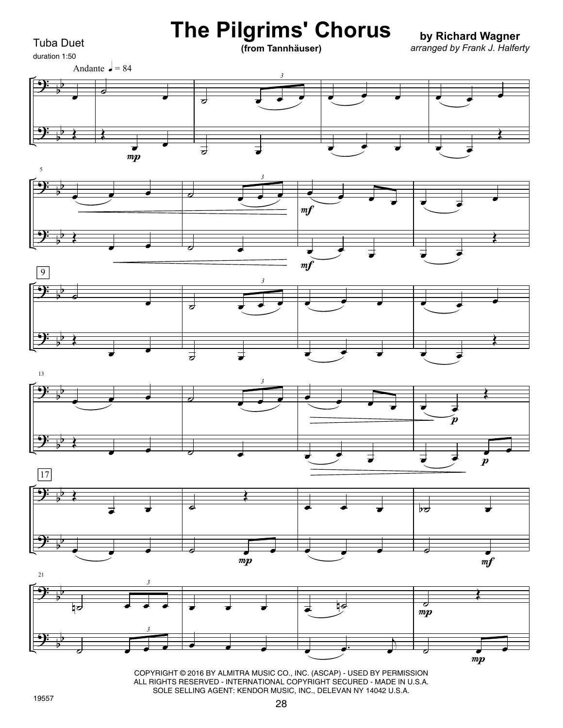# The Pilgrims' Chorus

**(from Tannhäuser)**

Tuba Duet

duration 1:50

**by Richard Wagner**

*arranged by Frank J. Halferty*

Andante ♩ = 84

COPYRIGHT © 2016 BY ALMITRA MUSIC CO., INC. (ASCAP) - USED BY PERMISSION
ALL RIGHTS RESERVED - INTERNATIONAL COPYRIGHT SECURED - MADE IN U.S.A.
SOLE SELLING AGENT: KENDOR MUSIC, INC., DELEVAN NY 14042 U.S.A.

19557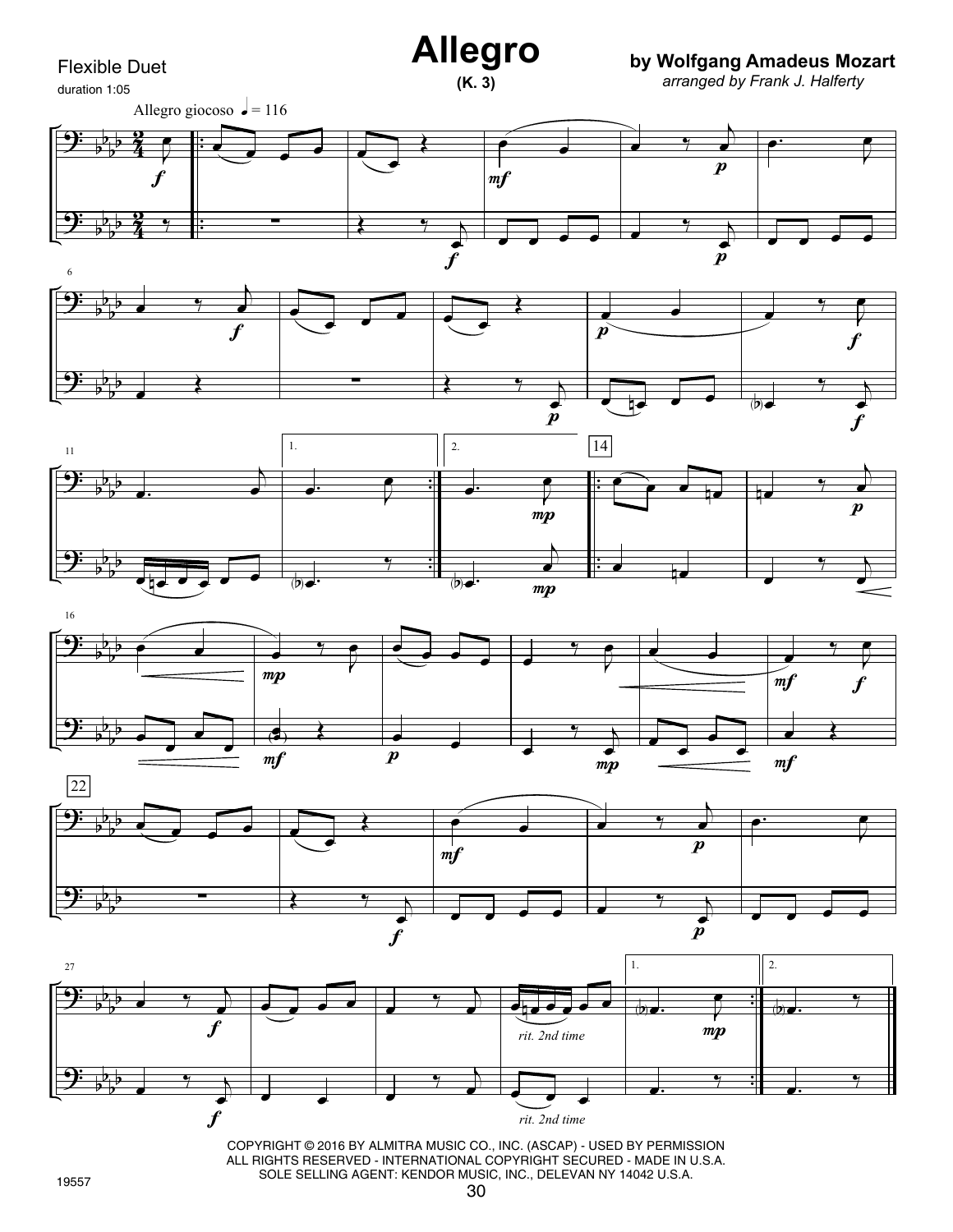Flexible Duet

duration 1:05

# Allegro

**(K. 3)**

**by Wolfgang Amadeus Mozart**

*arranged by Frank J. Halferty*

Allegro giocoso ♩ = 116

COPYRIGHT © 2016 BY ALMITRA MUSIC CO., INC. (ASCAP) - USED BY PERMISSION
ALL RIGHTS RESERVED - INTERNATIONAL COPYRIGHT SECURED - MADE IN U.S.A.
SOLE SELLING AGENT: KENDOR MUSIC, INC., DELEVAN NY 14042 U.S.A.

19557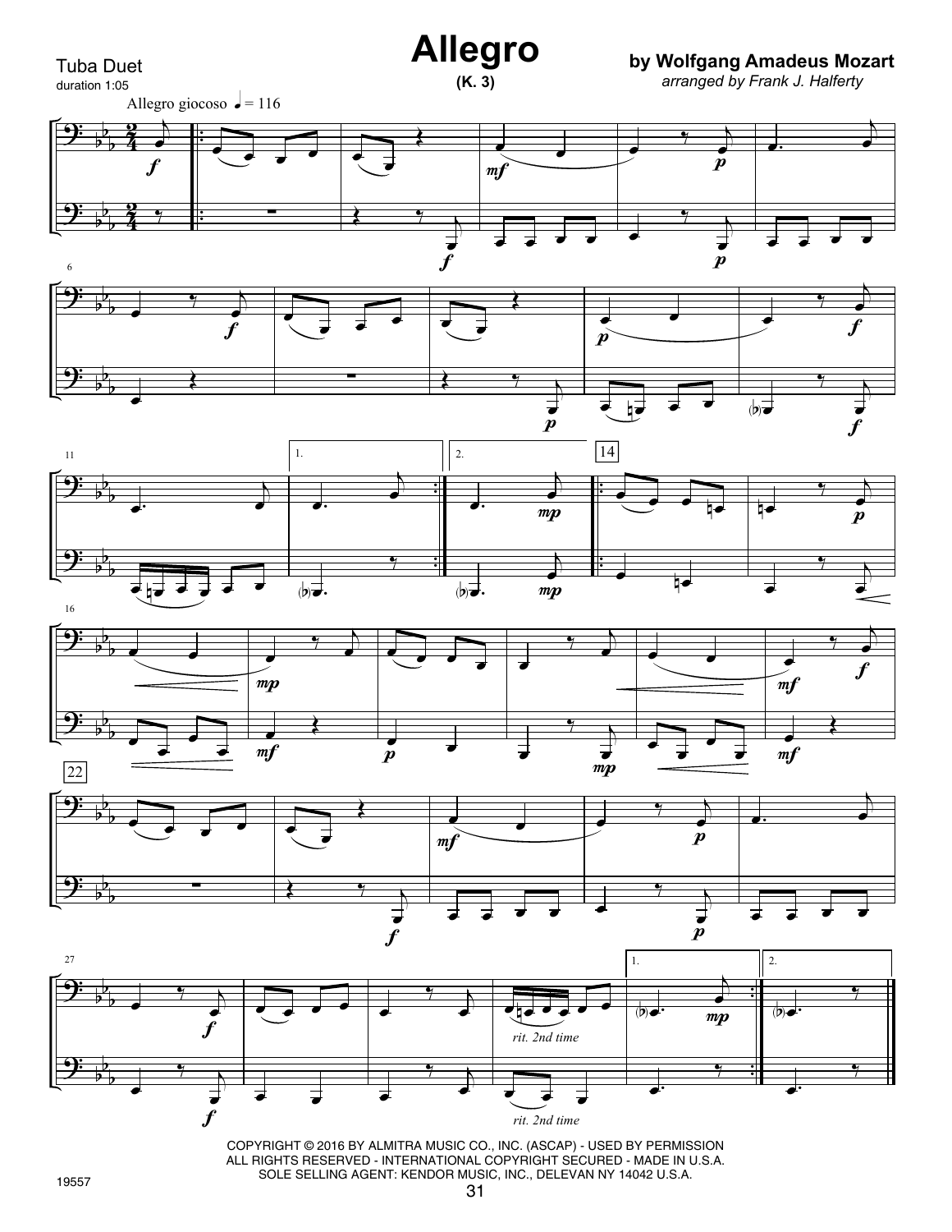Tuba Duet
duration 1:05

# Allegro

**(K. 3)**

**by Wolfgang Amadeus Mozart**
*arranged by Frank J. Halferty*

Allegro giocoso ♩ = 116

COPYRIGHT © 2016 BY ALMITRA MUSIC CO., INC. (ASCAP) - USED BY PERMISSION
ALL RIGHTS RESERVED - INTERNATIONAL COPYRIGHT SECURED - MADE IN U.S.A.
SOLE SELLING AGENT: KENDOR MUSIC, INC., DELEVAN NY 14042 U.S.A.

19557